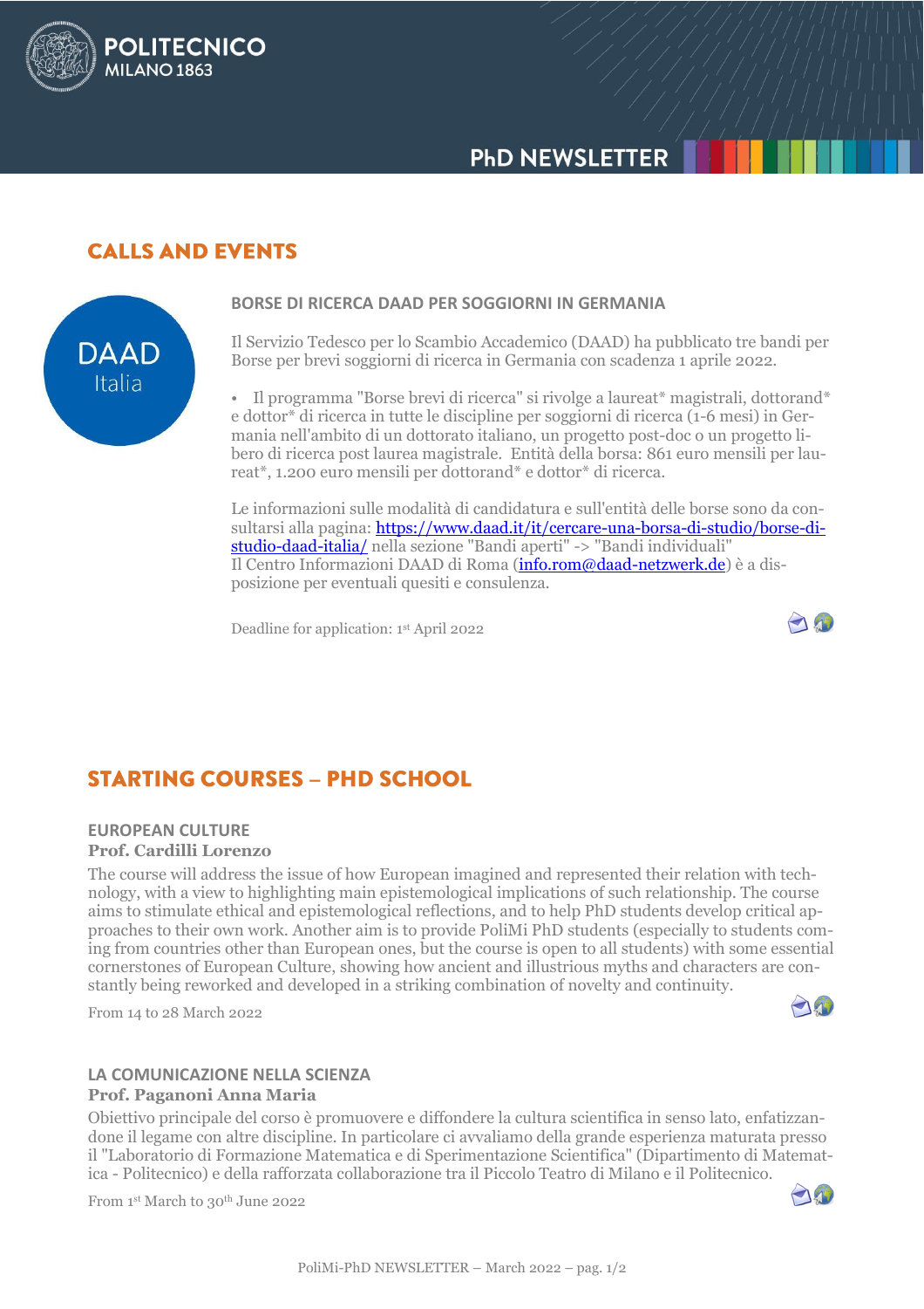# PhD NEWSLETTER

## CALLS AND EVENTS

DAAD Italia

### BORSE DI RICERCA DAAD PER SOGGIORNI IN GERMANIA

Il Servizio Tedesco per lo Scambio Accademico (DAAD) ha pubblicato tre bandi per Borse per brevi soggiorni di ricerca in Germania con scadenza 1 aprile 2022.

- Il programma "Borse brevi di ricerca" si rivolge a laureat* magistrali, dottorand* e dottor* di ricerca in tutte le discipline per soggiorni di ricerca (1-6 mesi) in Germania nell'ambito di un dottorato italiano, un progetto post-doc o un progetto libero di ricerca post laurea magistrale. Entità della borsa: 861 euro mensili per laureat*, 1.200 euro mensili per dottorand* e dottor* di ricerca.

Le informazioni sulle modalità di candidatura e sull'entità delle borse sono da consultarsi alla pagina: [https://www.daad.it/it/cercare-una-borsa-di-studio/borse-di-studio-daad-italia/](https://www.daad.it/it/cercare-una-borsa-di-studio/borse-di-studio-daad-italia/) nella sezione "Bandi aperti" -> "Bandi individuali"
Il Centro Informazioni DAAD di Roma ([info.rom@daad-netzwerk.de](mailto:info.rom@daad-netzwerk.de)) è a disposizione per eventuali quesiti e consulenza.

Deadline for application: 1st April 2022

## STARTING COURSES – PHD SCHOOL

### EUROPEAN CULTURE

**Prof. Cardilli Lorenzo**

The course will address the issue of how European imagined and represented their relation with technology, with a view to highlighting main epistemological implications of such relationship. The course aims to stimulate ethical and epistemological reflections, and to help PhD students develop critical approaches to their own work. Another aim is to provide PoliMi PhD students (especially to students coming from countries other than European ones, but the course is open to all students) with some essential cornerstones of European Culture, showing how ancient and illustrious myths and characters are constantly being reworked and developed in a striking combination of novelty and continuity.

From 14 to 28 March 2022

### LA COMUNICAZIONE NELLA SCIENZA

**Prof. Paganoni Anna Maria**

Obiettivo principale del corso è promuovere e diffondere la cultura scientifica in senso lato, enfatizzandone il legame con altre discipline. In particolare ci avvaliamo della grande esperienza maturata presso il "Laboratorio di Formazione Matematica e di Sperimentazione Scientifica" (Dipartimento di Matematica - Politecnico) e della rafforzata collaborazione tra il Piccolo Teatro di Milano e il Politecnico.

From 1st March to 30th June 2022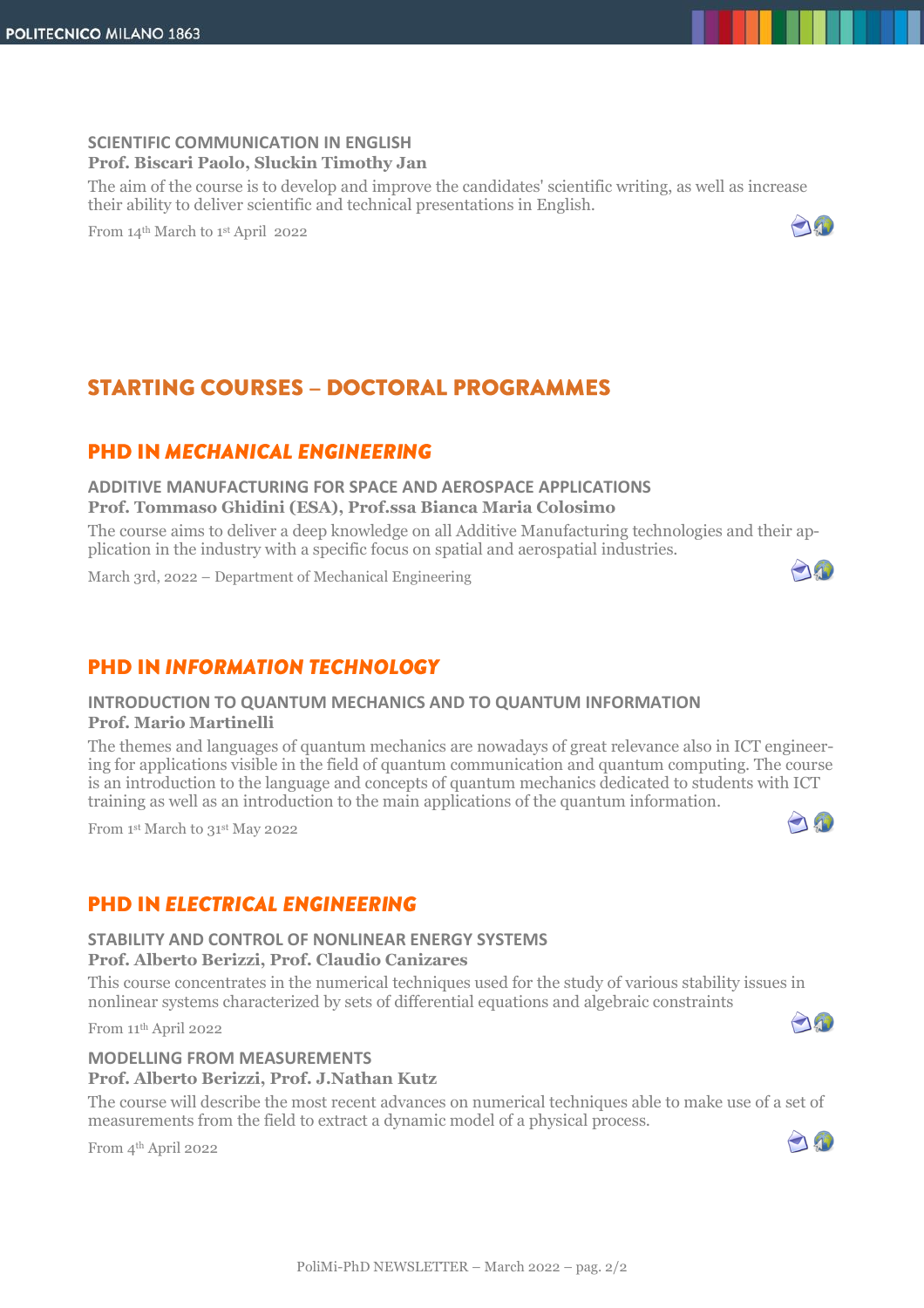### SCIENTIFIC COMMUNICATION IN ENGLISH

**Prof. Biscari Paolo, Sluckin Timothy Jan**

The aim of the course is to develop and improve the candidates' scientific writing, as well as increase their ability to deliver scientific and technical presentations in English.

From 14th March to 1st April 2022

## STARTING COURSES – DOCTORAL PROGRAMMES

## PHD IN *MECHANICAL ENGINEERING*

### ADDITIVE MANUFACTURING FOR SPACE AND AEROSPACE APPLICATIONS

**Prof. Tommaso Ghidini (ESA), Prof.ssa Bianca Maria Colosimo**

The course aims to deliver a deep knowledge on all Additive Manufacturing technologies and their application in the industry with a specific focus on spatial and aerospatial industries.

March 3rd, 2022 – Department of Mechanical Engineering

## PHD IN *INFORMATION TECHNOLOGY*

### INTRODUCTION TO QUANTUM MECHANICS AND TO QUANTUM INFORMATION

**Prof. Mario Martinelli**

The themes and languages of quantum mechanics are nowadays of great relevance also in ICT engineering for applications visible in the field of quantum communication and quantum computing. The course is an introduction to the language and concepts of quantum mechanics dedicated to students with ICT training as well as an introduction to the main applications of the quantum information.

From 1st March to 31st May 2022

## PHD IN *ELECTRICAL ENGINEERING*

### STABILITY AND CONTROL OF NONLINEAR ENERGY SYSTEMS

**Prof. Alberto Berizzi, Prof. Claudio Canizares**

This course concentrates in the numerical techniques used for the study of various stability issues in nonlinear systems characterized by sets of differential equations and algebraic constraints

From 11th April 2022

### MODELLING FROM MEASUREMENTS

**Prof. Alberto Berizzi, Prof. J.Nathan Kutz**

The course will describe the most recent advances on numerical techniques able to make use of a set of measurements from the field to extract a dynamic model of a physical process.

From 4th April 2022